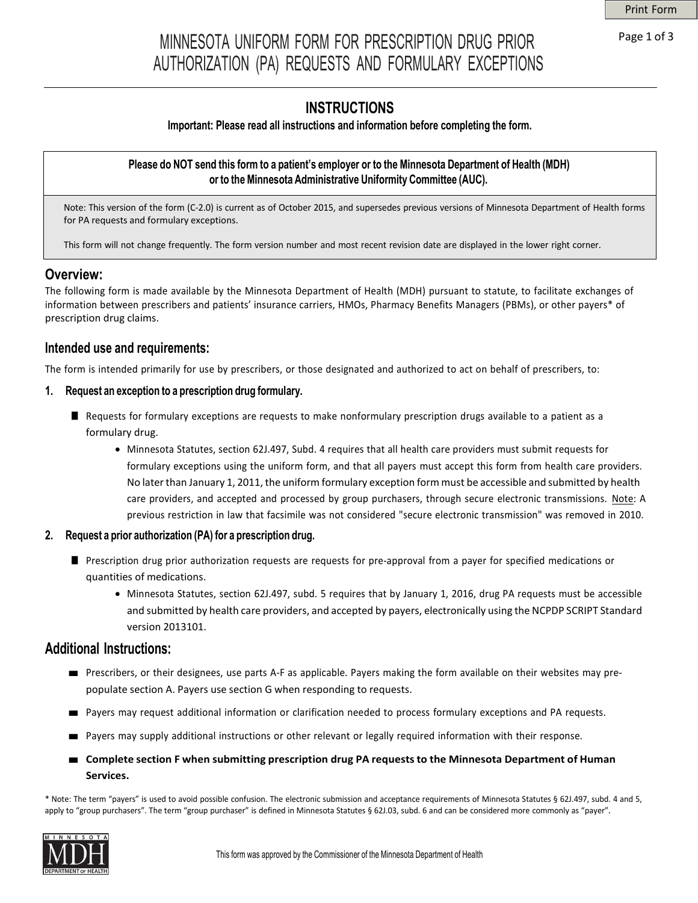# MINNESOTA UNIFORM FORM FOR PRESCRIPTION DRUG PRIOR AUTHORIZATION (PA) REQUESTS AND FORMULARY EXCEPTIONS

## INSTRUCTIONS

**Important: Please read all instructions and information before completing the form.**

**Please do NOT send this form to a patient's employer or to the Minnesota Department of Health (MDH) or to the Minnesota Administrative Uniformity Committee (AUC).**

Note: This version of the form (C-2.0) is current as of October 2015, and supersedes previous versions of Minnesota Department of Health forms for PA requests and formulary exceptions.

This form will not change frequently. The form version number and most recent revision date are displayed in the lower right corner.

## Overview:

The following form is made available by the Minnesota Department of Health (MDH) pursuant to statute, to facilitate exchanges of information between prescribers and patients' insurance carriers, HMOs, Pharmacy Benefits Managers (PBMs), or other payers* of prescription drug claims.

## Intended use and requirements:

The form is intended primarily for use by prescribers, or those designated and authorized to act on behalf of prescribers, to:

**1. Request an exception to a prescription drug formulary.**

- Requests for formulary exceptions are requests to make nonformulary prescription drugs available to a patient as a formulary drug.
  - Minnesota Statutes, section 62J.497, Subd. 4 requires that all health care providers must submit requests for formulary exceptions using the uniform form, and that all payers must accept this form from health care providers. No later than January 1, 2011, the uniform formulary exception form must be accessible and submitted by health care providers, and accepted and processed by group purchasers, through secure electronic transmissions. Note: A previous restriction in law that facsimile was not considered "secure electronic transmission" was removed in 2010.

**2. Request a prior authorization (PA) for a prescription drug.**

- Prescription drug prior authorization requests are requests for pre-approval from a payer for specified medications or quantities of medications.
  - Minnesota Statutes, section 62J.497, subd. 5 requires that by January 1, 2016, drug PA requests must be accessible and submitted by health care providers, and accepted by payers, electronically using the NCPDP SCRIPT Standard version 2013101.

## Additional Instructions:

- Prescribers, or their designees, use parts A-F as applicable. Payers making the form available on their websites may pre-populate section A. Payers use section G when responding to requests.
- Payers may request additional information or clarification needed to process formulary exceptions and PA requests.
- Payers may supply additional instructions or other relevant or legally required information with their response.
- **Complete section F when submitting prescription drug PA requests to the Minnesota Department of Human Services.**

* Note: The term "payers" is used to avoid possible confusion. The electronic submission and acceptance requirements of Minnesota Statutes § 62J.497, subd. 4 and 5, apply to "group purchasers". The term "group purchaser" is defined in Minnesota Statutes § 62J.03, subd. 6 and can be considered more commonly as "payer".

This form was approved by the Commissioner of the Minnesota Department of Health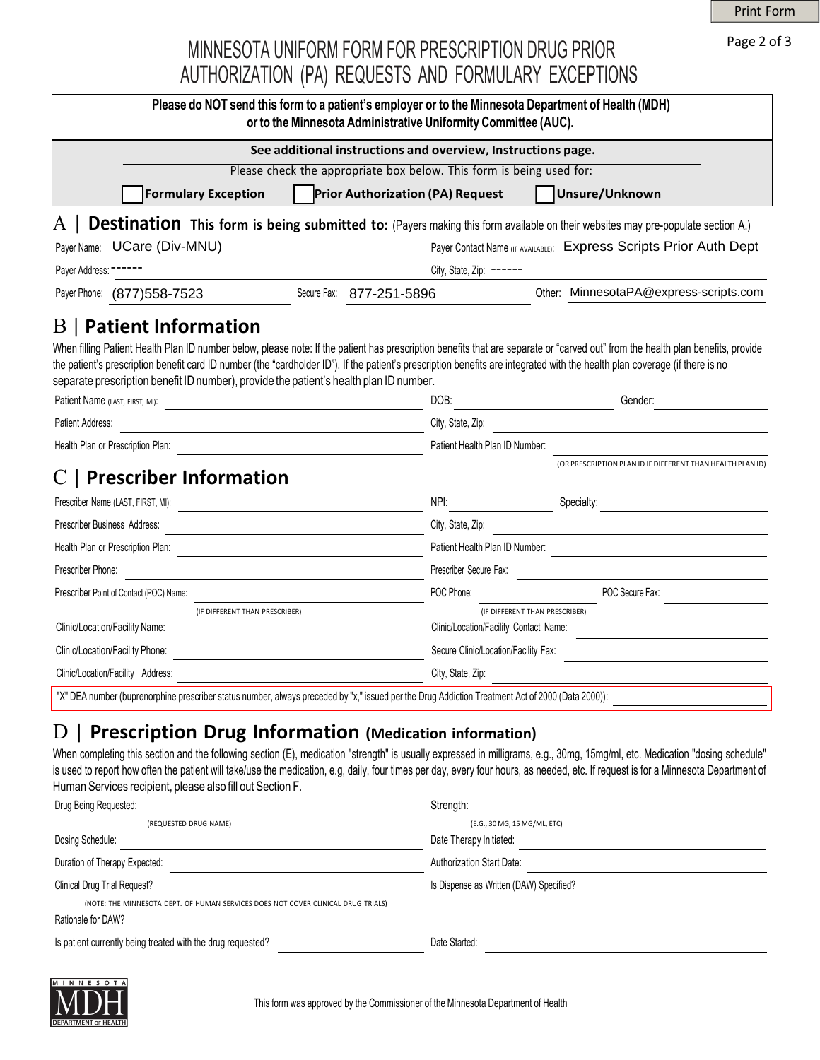# MINNESOTA UNIFORM FORM FOR PRESCRIPTION DRUG PRIOR AUTHORIZATION (PA) REQUESTS AND FORMULARY EXCEPTIONS

**Please do NOT send this form to a patient's employer or to the Minnesota Department of Health (MDH) or to the Minnesota Administrative Uniformity Committee (AUC).**

**See additional instructions and overview, Instructions page.**

Please check the appropriate box below. This form is being used for:

☐ **Formulary Exception** ☐ **Prior Authorization (PA) Request** ☐ **Unsure/Unknown**

## A | Destination

**This form is being submitted to:** (Payers making this form available on their websites may pre-populate section A.)

Payer Name: UCare (Div-MNU)

Payer Contact Name (IF AVAILABLE): Express Scripts Prior Auth Dept

Payer Address: ------

City, State, Zip: ------

Payer Phone: (877)558-7523

Secure Fax: 877-251-5896

Other: MinnesotaPA@express-scripts.com

## B | Patient Information

When filling Patient Health Plan ID number below, please note: If the patient has prescription benefits that are separate or "carved out" from the health plan benefits, provide the patient's prescription benefit card ID number (the "cardholder ID"). If the patient's prescription benefits are integrated with the health plan coverage (if there is no separate prescription benefit ID number), provide the patient's health plan ID number.

Patient Name (LAST, FIRST, MI): ____________________ DOB: ____________________ Gender: ____________________

Patient Address: ____________________ City, State, Zip: ____________________

Health Plan or Prescription Plan: ____________________ Patient Health Plan ID Number: ____________________
(OR PRESCRIPTION PLAN ID IF DIFFERENT THAN HEALTH PLAN ID)

## C | Prescriber Information

Prescriber Name (LAST, FIRST, MI): ____________________ NPI: ____________________ Specialty: ____________________

Prescriber Business Address: ____________________ City, State, Zip: ____________________

Health Plan or Prescription Plan: ____________________ Patient Health Plan ID Number: ____________________

Prescriber Phone: ____________________ Prescriber Secure Fax: ____________________

Prescriber Point of Contact (POC) Name: ____________________ (IF DIFFERENT THAN PRESCRIBER)

POC Phone: ____________________ (IF DIFFERENT THAN PRESCRIBER) POC Secure Fax: ____________________

Clinic/Location/Facility Name: ____________________ Clinic/Location/Facility Contact Name: ____________________

Clinic/Location/Facility Phone: ____________________ Secure Clinic/Location/Facility Fax: ____________________

Clinic/Location/Facility Address: ____________________ City, State, Zip: ____________________

"X" DEA number (buprenorphine prescriber status number, always preceded by "x," issued per the Drug Addiction Treatment Act of 2000 (Data 2000)): ____________________

## D | Prescription Drug Information (Medication information)

When completing this section and the following section (E), medication "strength" is usually expressed in milligrams, e.g., 30mg, 15mg/ml, etc. Medication "dosing schedule" is used to report how often the patient will take/use the medication, e.g, daily, four times per day, every four hours, as needed, etc. If request is for a Minnesota Department of Human Services recipient, please also fill out Section F.

Drug Being Requested: ____________________ (REQUESTED DRUG NAME)

Strength: ____________________ (E.G., 30 MG, 15 MG/ML, ETC)

Dosing Schedule: ____________________ Date Therapy Initiated: ____________________

Duration of Therapy Expected: ____________________ Authorization Start Date: ____________________

Clinical Drug Trial Request? ____________________ Is Dispense as Written (DAW) Specified? ____________________
(NOTE: THE MINNESOTA DEPT. OF HUMAN SERVICES DOES NOT COVER CLINICAL DRUG TRIALS)

Rationale for DAW? ____________________

Is patient currently being treated with the drug requested? ____________________ Date Started: ____________________

This form was approved by the Commissioner of the Minnesota Department of Health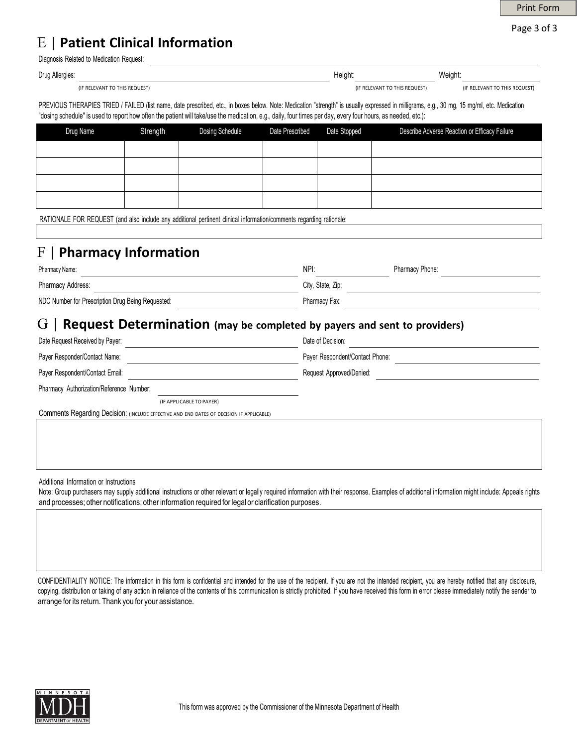## E | Patient Clinical Information

Diagnosis Related to Medication Request: \_\_\_\_\_\_\_\_\_\_\_\_\_\_\_\_\_\_\_\_

Drug Allergies: \_\_\_\_\_\_\_\_\_\_\_\_\_\_\_\_\_\_\_\_ (IF RELEVANT TO THIS REQUEST)

Height: \_\_\_\_\_\_\_\_\_\_ (IF RELEVANT TO THIS REQUEST)

Weight: \_\_\_\_\_\_\_\_\_\_ (IF RELEVANT TO THIS REQUEST)

PREVIOUS THERAPIES TRIED / FAILED (list name, date prescribed, etc., in boxes below. Note: Medication "strength" is usually expressed in milligrams, e.g., 30 mg, 15 mg/ml, etc. Medication "dosing schedule" is used to report how often the patient will take/use the medication, e.g., daily, four times per day, every four hours, as needed, etc.):

| Drug Name | Strength | Dosing Schedule | Date Prescribed | Date Stopped | Describe Adverse Reaction or Efficacy Failure |
|---|---|---|---|---|---|
| | | | | | |
| | | | | | |
| | | | | | |
| | | | | | |

RATIONALE FOR REQUEST (and also include any additional pertinent clinical information/comments regarding rationale:

## F | Pharmacy Information

Pharmacy Name: \_\_\_\_\_\_\_\_\_\_\_\_\_\_\_\_\_\_\_\_

NPI: \_\_\_\_\_\_\_\_\_\_

Pharmacy Phone: \_\_\_\_\_\_\_\_\_\_

Pharmacy Address: \_\_\_\_\_\_\_\_\_\_\_\_\_\_\_\_\_\_\_\_

City, State, Zip: \_\_\_\_\_\_\_\_\_\_\_\_\_\_\_\_\_\_\_\_

NDC Number for Prescription Drug Being Requested: \_\_\_\_\_\_\_\_\_\_

Pharmacy Fax: \_\_\_\_\_\_\_\_\_\_

## G | Request Determination (may be completed by payers and sent to providers)

Date Request Received by Payer: \_\_\_\_\_\_\_\_\_\_

Date of Decision: \_\_\_\_\_\_\_\_\_\_

Payer Responder/Contact Name: \_\_\_\_\_\_\_\_\_\_

Payer Respondent/Contact Phone: \_\_\_\_\_\_\_\_\_\_

Payer Respondent/Contact Email: \_\_\_\_\_\_\_\_\_\_

Request Approved/Denied: \_\_\_\_\_\_\_\_\_\_

Pharmacy Authorization/Reference Number: \_\_\_\_\_\_\_\_\_\_ (IF APPLICABLE TO PAYER)

Comments Regarding Decision: (INCLUDE EFFECTIVE AND END DATES OF DECISION IF APPLICABLE)

Additional Information or Instructions

Note: Group purchasers may supply additional instructions or other relevant or legally required information with their response. Examples of additional information might include: Appeals rights and processes; other notifications; other information required for legal or clarification purposes.

CONFIDENTIALITY NOTICE: The information in this form is confidential and intended for the use of the recipient. If you are not the intended recipient, you are hereby notified that any disclosure, copying, distribution or taking of any action in reliance of the contents of this communication is strictly prohibited. If you have received this form in error please immediately notify the sender to arrange for its return. Thank you for your assistance.

MINNESOTA MDH DEPARTMENT OF HEALTH

This form was approved by the Commissioner of the Minnesota Department of Health